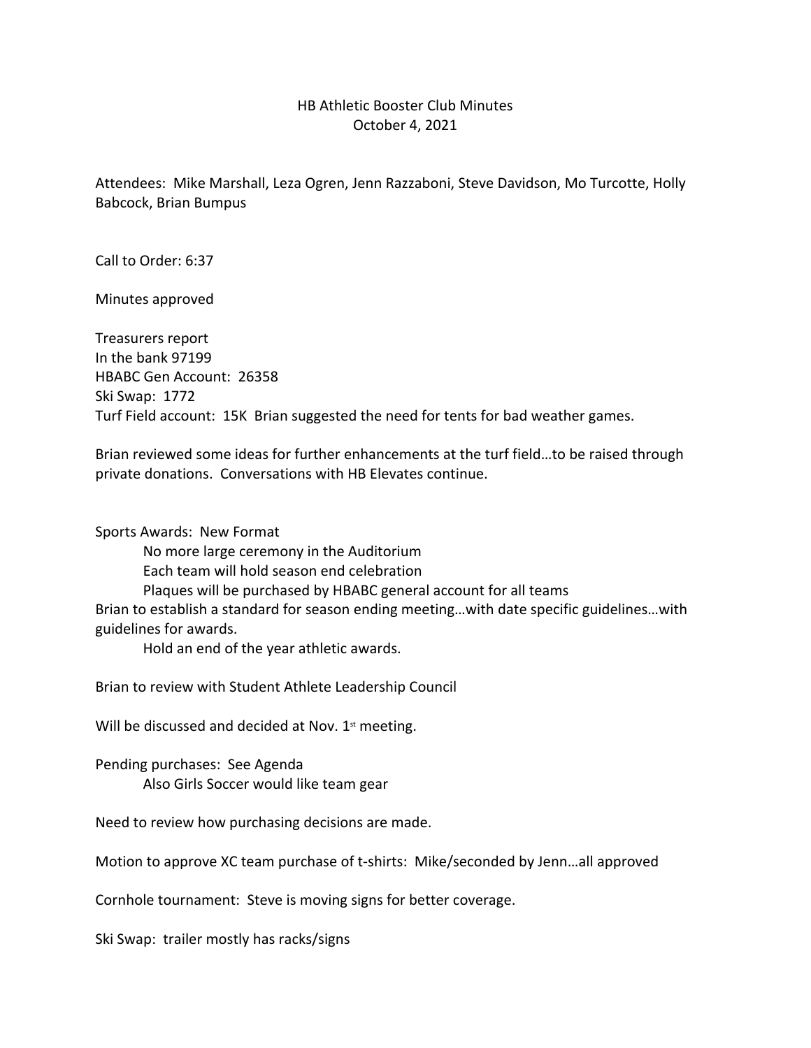# HB Athletic Booster Club Minutes
October 4, 2021

Attendees: Mike Marshall, Leza Ogren, Jenn Razzaboni, Steve Davidson, Mo Turcotte, Holly Babcock, Brian Bumpus

Call to Order: 6:37

Minutes approved

Treasurers report
In the bank 97199
HBABC Gen Account: 26358
Ski Swap: 1772
Turf Field account: 15K Brian suggested the need for tents for bad weather games.

Brian reviewed some ideas for further enhancements at the turf field…to be raised through private donations. Conversations with HB Elevates continue.

Sports Awards: New Format
- No more large ceremony in the Auditorium
- Each team will hold season end celebration
- Plaques will be purchased by HBABC general account for all teams

Brian to establish a standard for season ending meeting…with date specific guidelines…with guidelines for awards.
- Hold an end of the year athletic awards.

Brian to review with Student Athlete Leadership Council

Will be discussed and decided at Nov. 1st meeting.

Pending purchases: See Agenda
- Also Girls Soccer would like team gear

Need to review how purchasing decisions are made.

Motion to approve XC team purchase of t-shirts: Mike/seconded by Jenn…all approved

Cornhole tournament: Steve is moving signs for better coverage.

Ski Swap: trailer mostly has racks/signs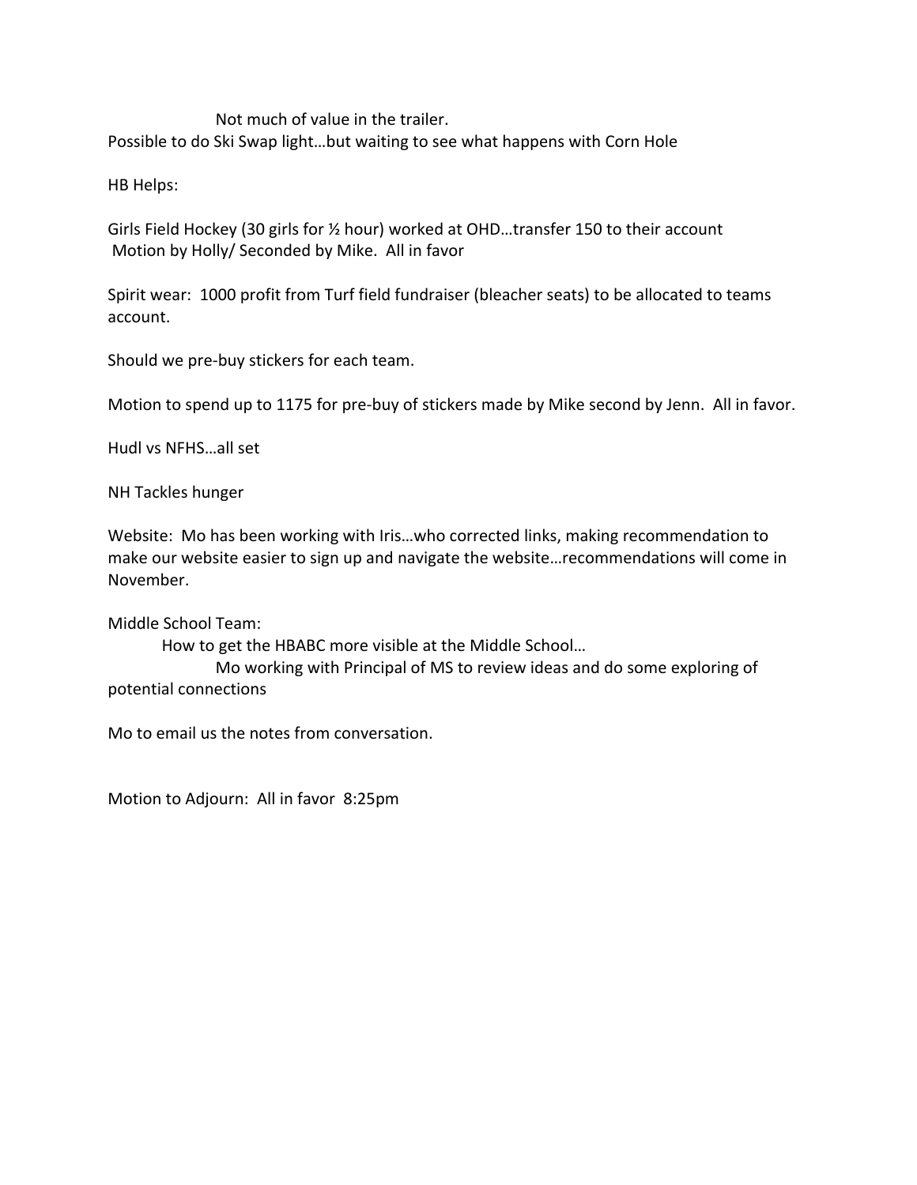Not much of value in the trailer.

Possible to do Ski Swap light…but waiting to see what happens with Corn Hole

HB Helps:

Girls Field Hockey (30 girls for ½ hour) worked at OHD…transfer 150 to their account
Motion by Holly/ Seconded by Mike. All in favor

Spirit wear: 1000 profit from Turf field fundraiser (bleacher seats) to be allocated to teams account.

Should we pre-buy stickers for each team.

Motion to spend up to 1175 for pre-buy of stickers made by Mike second by Jenn. All in favor.

Hudl vs NFHS…all set

NH Tackles hunger

Website: Mo has been working with Iris…who corrected links, making recommendation to make our website easier to sign up and navigate the website…recommendations will come in November.

Middle School Team:

How to get the HBABC more visible at the Middle School…

Mo working with Principal of MS to review ideas and do some exploring of potential connections

Mo to email us the notes from conversation.

Motion to Adjourn: All in favor 8:25pm